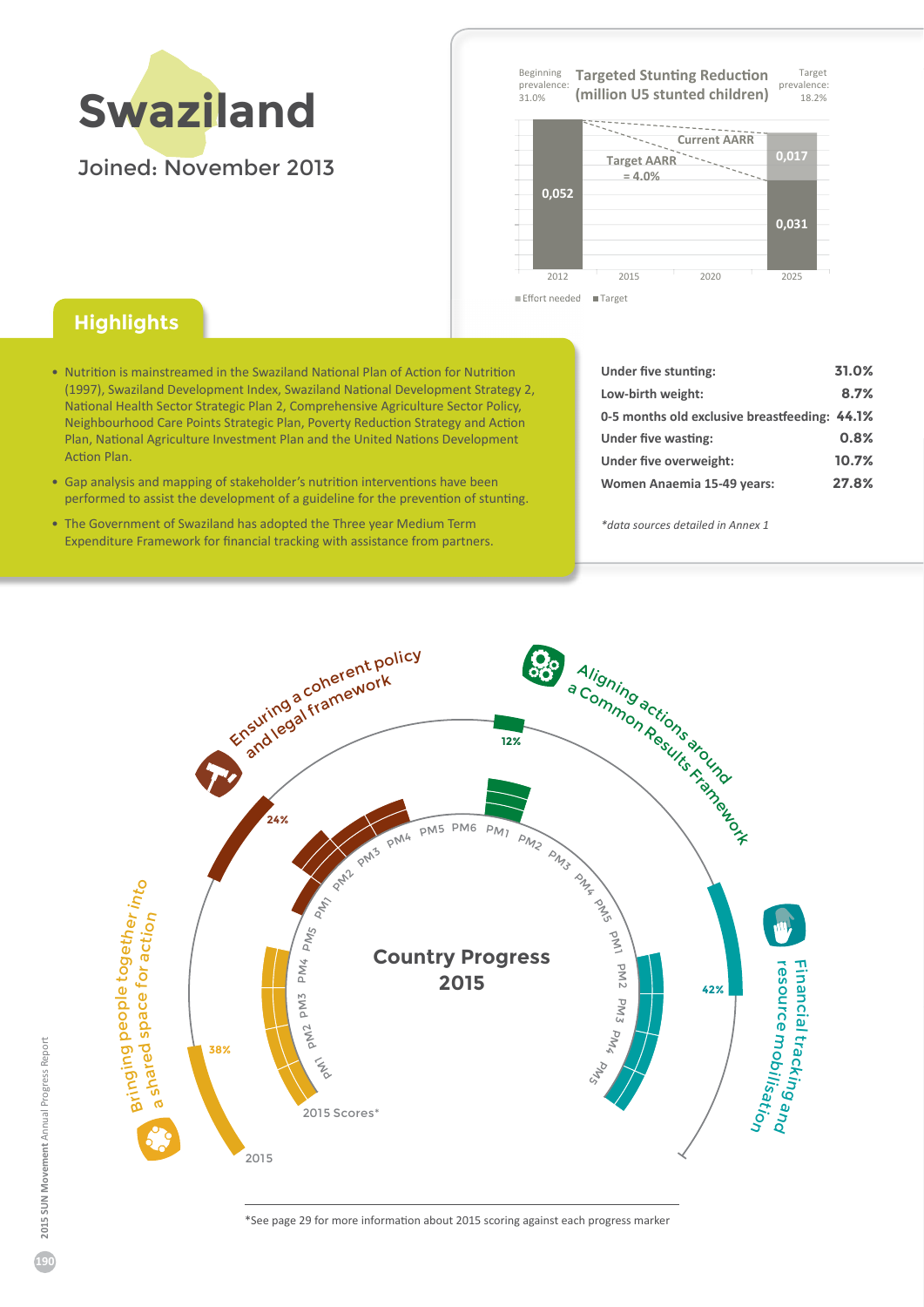# Swaziland

Joined: November 2013

Beginning prevalence: 31.0%

**Targeted Stunting Reduction (million U5 stunted children)**

Target prevalence: 18.2%

| Year | Value |
|---|---|
| 2012 | 0,052 |
| 2025 (Effort needed) | 0,017 |
| 2025 (Target) | 0,031 |

Current AARR

Target AARR = 4.0%

Effort needed · Target

## Highlights

- Nutrition is mainstreamed in the Swaziland National Plan of Action for Nutrition (1997), Swaziland Development Index, Swaziland National Development Strategy 2, National Health Sector Strategic Plan 2, Comprehensive Agriculture Sector Policy, Neighbourhood Care Points Strategic Plan, Poverty Reduction Strategy and Action Plan, National Agriculture Investment Plan and the United Nations Development Action Plan.
- Gap analysis and mapping of stakeholder's nutrition interventions have been performed to assist the development of a guideline for the prevention of stunting.
- The Government of Swaziland has adopted the Three year Medium Term Expenditure Framework for financial tracking with assistance from partners.

| Indicator | Value |
|---|---|
| **Under five stunting:** | **31.0%** |
| **Low-birth weight:** | **8.7%** |
| **0-5 months old exclusive breastfeeding:** | **44.1%** |
| **Under five wasting:** | **0.8%** |
| **Under five overweight:** | **10.7%** |
| **Women Anaemia 15-49 years:** | **27.8%** |

*\*data sources detailed in Annex 1*

## Country Progress 2015

| Process | 2015 Score |
|---|---|
| Bringing people together into a shared space for action | 38% |
| Ensuring a coherent policy and legal framework | 24% |
| Aligning actions around a Common Results Framework | 12% |
| Financial tracking and resource mobilisation | 42% |

2015 Scores*

*See page 29 for more information about 2015 scoring against each progress marker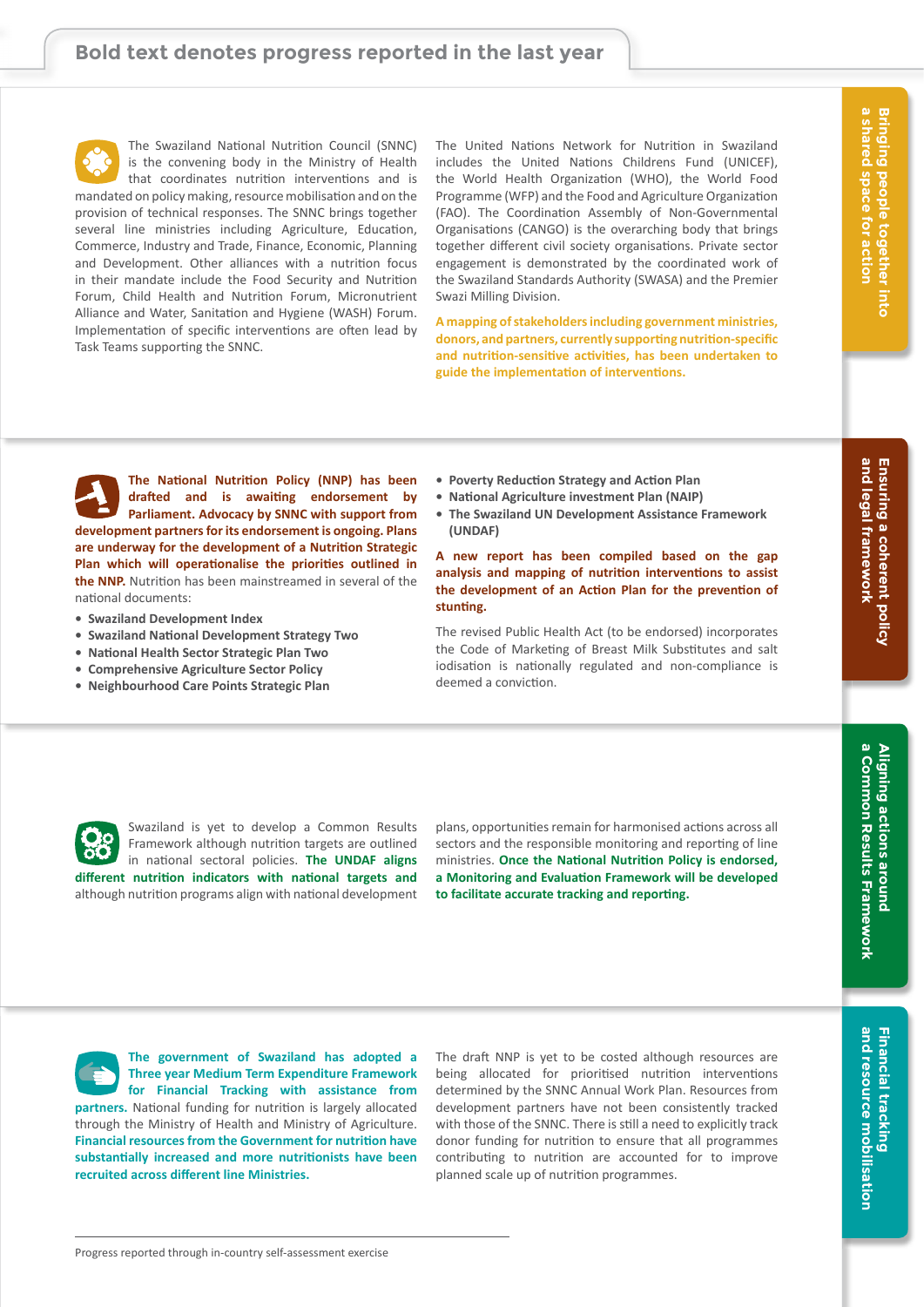**Bold text denotes progress reported in the last year**

## Bringing people together into a shared space for action

The Swaziland National Nutrition Council (SNNC) is the convening body in the Ministry of Health that coordinates nutrition interventions and is mandated on policy making, resource mobilisation and on the provision of technical responses. The SNNC brings together several line ministries including Agriculture, Education, Commerce, Industry and Trade, Finance, Economic, Planning and Development. Other alliances with a nutrition focus in their mandate include the Food Security and Nutrition Forum, Child Health and Nutrition Forum, Micronutrient Alliance and Water, Sanitation and Hygiene (WASH) Forum. Implementation of specific interventions are often lead by Task Teams supporting the SNNC.

The United Nations Network for Nutrition in Swaziland includes the United Nations Childrens Fund (UNICEF), the World Health Organization (WHO), the World Food Programme (WFP) and the Food and Agriculture Organization (FAO). The Coordination Assembly of Non-Governmental Organisations (CANGO) is the overarching body that brings together different civil society organisations. Private sector engagement is demonstrated by the coordinated work of the Swaziland Standards Authority (SWASA) and the Premier Swazi Milling Division.

**A mapping of stakeholders including government ministries, donors, and partners, currently supporting nutrition-specific and nutrition-sensitive activities, has been undertaken to guide the implementation of interventions.**

## Ensuring a coherent policy and legal framework

**The National Nutrition Policy (NNP) has been drafted and is awaiting endorsement by Parliament. Advocacy by SNNC with support from development partners for its endorsement is ongoing. Plans are underway for the development of a Nutrition Strategic Plan which will operationalise the priorities outlined in the NNP.** Nutrition has been mainstreamed in several of the national documents:

- **Swaziland Development Index**
- **Swaziland National Development Strategy Two**
- **National Health Sector Strategic Plan Two**
- **Comprehensive Agriculture Sector Policy**
- **Neighbourhood Care Points Strategic Plan**
- **Poverty Reduction Strategy and Action Plan**
- **National Agriculture investment Plan (NAIP)**
- **The Swaziland UN Development Assistance Framework (UNDAF)**

**A new report has been compiled based on the gap analysis and mapping of nutrition interventions to assist the development of an Action Plan for the prevention of stunting.**

The revised Public Health Act (to be endorsed) incorporates the Code of Marketing of Breast Milk Substitutes and salt iodisation is nationally regulated and non-compliance is deemed a conviction.

## Aligning actions around a Common Results Framework

Swaziland is yet to develop a Common Results Framework although nutrition targets are outlined in national sectoral policies. **The UNDAF aligns different nutrition indicators with national targets and** although nutrition programs align with national development plans, opportunities remain for harmonised actions across all sectors and the responsible monitoring and reporting of line ministries. **Once the National Nutrition Policy is endorsed, a Monitoring and Evaluation Framework will be developed to facilitate accurate tracking and reporting.**

## Financial tracking and resource mobilisation

**The government of Swaziland has adopted a Three year Medium Term Expenditure Framework for Financial Tracking with assistance from partners.** National funding for nutrition is largely allocated through the Ministry of Health and Ministry of Agriculture. **Financial resources from the Government for nutrition have substantially increased and more nutritionists have been recruited across different line Ministries.**

The draft NNP is yet to be costed although resources are being allocated for prioritised nutrition interventions determined by the SNNC Annual Work Plan. Resources from development partners have not been consistently tracked with those of the SNNC. There is still a need to explicitly track donor funding for nutrition to ensure that all programmes contributing to nutrition are accounted for to improve planned scale up of nutrition programmes.

Progress reported through in-country self-assessment exercise